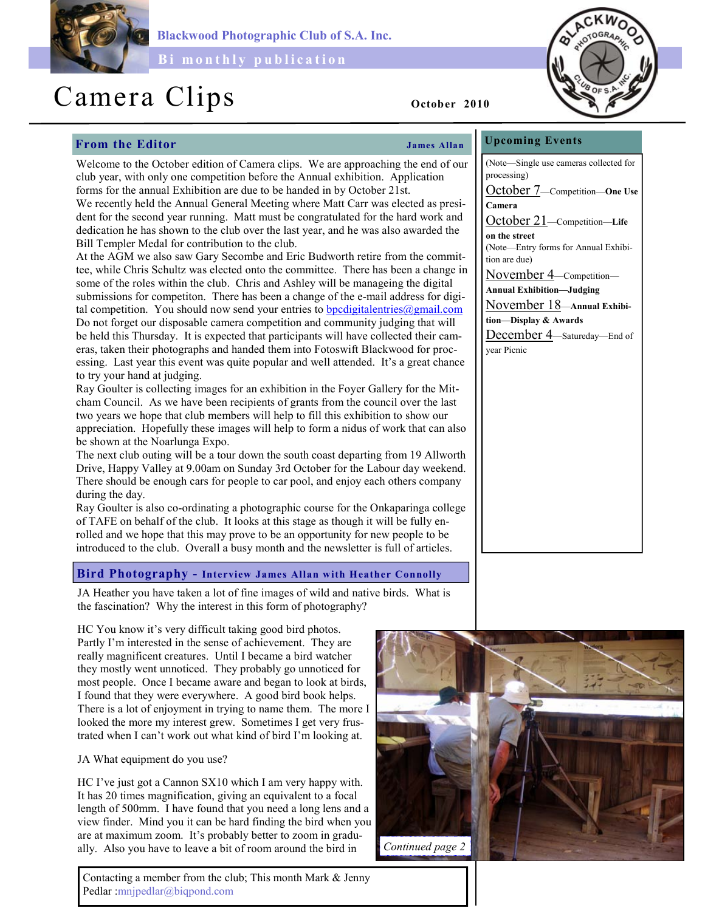Blackwood Photographic Club of S.A. Inc.

Bi monthly publication

# Camera Clips

October 2010

## From the Editor

**James Allan**

Welcome to the October edition of Camera clips. We are approaching the end of our club year, with only one competition before the Annual exhibition. Application forms for the annual Exhibition are due to be handed in by October 21st.

We recently held the Annual General Meeting where Matt Carr was elected as president for the second year running. Matt must be congratulated for the hard work and dedication he has shown to the club over the last year, and he was also awarded the Bill Templer Medal for contribution to the club.

At the AGM we also saw Gary Secombe and Eric Budworth retire from the committee, while Chris Schultz was elected onto the committee. There has been a change in some of the roles within the club. Chris and Ashley will be manageing the digital submissions for competiton. There has been a change of the e-mail address for digital competition. You should now send your entries to bpcdigitalentries@gmail.com

Do not forget our disposable camera competition and community judging that will be held this Thursday. It is expected that participants will have collected their cameras, taken their photographs and handed them into Fotoswift Blackwood for processing. Last year this event was quite popular and well attended. It's a great chance to try your hand at judging.

Ray Goulter is collecting images for an exhibition in the Foyer Gallery for the Mitcham Council. As we have been recipients of grants from the council over the last two years we hope that club members will help to fill this exhibition to show our appreciation. Hopefully these images will help to form a nidus of work that can also be shown at the Noarlunga Expo.

The next club outing will be a tour down the south coast departing from 19 Allworth Drive, Happy Valley at 9.00am on Sunday 3rd October for the Labour day weekend. There should be enough cars for people to car pool, and enjoy each others company during the day.

Ray Goulter is also co-ordinating a photographic course for the Onkaparinga college of TAFE on behalf of the club. It looks at this stage as though it will be fully enrolled and we hope that this may prove to be an opportunity for new people to be introduced to the club. Overall a busy month and the newsletter is full of articles.

## Upcoming Events

(Note—Single use cameras collected for processing)

October 7—Competition—**One Use Camera**

October 21—Competition—**Life on the street**

(Note—Entry forms for Annual Exhibition are due)

November 4—Competition—**Annual Exhibition—Judging**

November 18—**Annual Exhibition—Display & Awards**

December 4—Satureday—End of year Picnic

## Bird Photography - Interview James Allan with Heather Connolly

JA Heather you have taken a lot of fine images of wild and native birds. What is the fascination? Why the interest in this form of photography?

HC You know it's very difficult taking good bird photos. Partly I'm interested in the sense of achievement. They are really magnificent creatures. Until I became a bird watcher they mostly went unnoticed. They probably go unnoticed for most people. Once I became aware and began to look at birds, I found that they were everywhere. A good bird book helps. There is a lot of enjoyment in trying to name them. The more I looked the more my interest grew. Sometimes I get very frustrated when I can't work out what kind of bird I'm looking at.

JA What equipment do you use?

HC I've just got a Cannon SX10 which I am very happy with. It has 20 times magnification, giving an equivalent to a focal length of 500mm. I have found that you need a long lens and a view finder. Mind you it can be hard finding the bird when you are at maximum zoom. It's probably better to zoom in gradually. Also you have to leave a bit of room around the bird in

*Continued page 2*

Contacting a member from the club; This month Mark & Jenny Pedlar :mnjpedlar@biqpond.com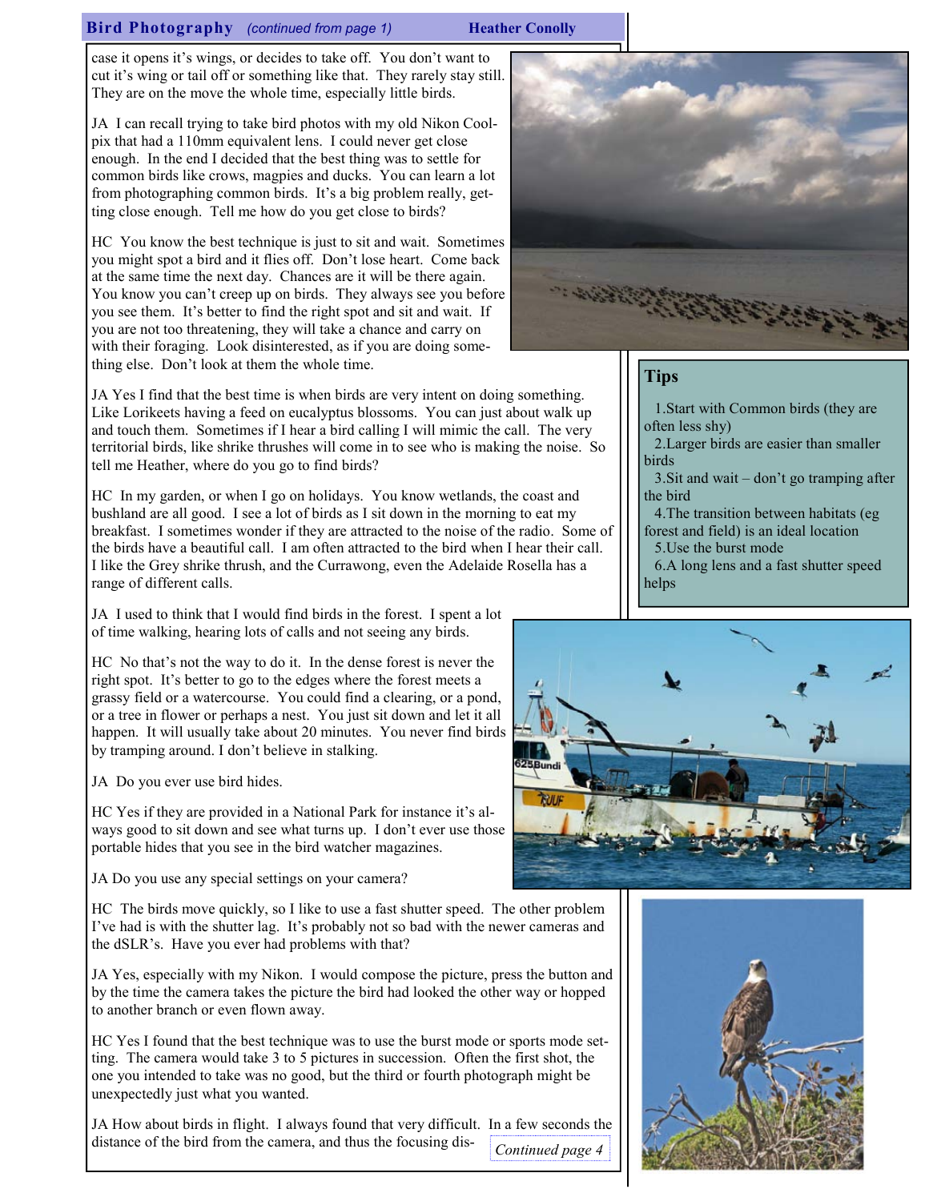## Bird Photography *(continued from page 1)* Heather Conolly

case it opens it's wings, or decides to take off. You don't want to cut it's wing or tail off or something like that. They rarely stay still. They are on the move the whole time, especially little birds.

JA I can recall trying to take bird photos with my old Nikon Coolpix that had a 110mm equivalent lens. I could never get close enough. In the end I decided that the best thing was to settle for common birds like crows, magpies and ducks. You can learn a lot from photographing common birds. It's a big problem really, getting close enough. Tell me how do you get close to birds?

HC You know the best technique is just to sit and wait. Sometimes you might spot a bird and it flies off. Don't lose heart. Come back at the same time the next day. Chances are it will be there again. You know you can't creep up on birds. They always see you before you see them. It's better to find the right spot and sit and wait. If you are not too threatening, they will take a chance and carry on with their foraging. Look disinterested, as if you are doing something else. Don't look at them the whole time.

JA Yes I find that the best time is when birds are very intent on doing something. Like Lorikeets having a feed on eucalyptus blossoms. You can just about walk up and touch them. Sometimes if I hear a bird calling I will mimic the call. The very territorial birds, like shrike thrushes will come in to see who is making the noise. So tell me Heather, where do you go to find birds?

HC In my garden, or when I go on holidays. You know wetlands, the coast and bushland are all good. I see a lot of birds as I sit down in the morning to eat my breakfast. I sometimes wonder if they are attracted to the noise of the radio. Some of the birds have a beautiful call. I am often attracted to the bird when I hear their call. I like the Grey shrike thrush, and the Currawong, even the Adelaide Rosella has a range of different calls.

JA I used to think that I would find birds in the forest. I spent a lot of time walking, hearing lots of calls and not seeing any birds.

HC No that's not the way to do it. In the dense forest is never the right spot. It's better to go to the edges where the forest meets a grassy field or a watercourse. You could find a clearing, or a pond, or a tree in flower or perhaps a nest. You just sit down and let it all happen. It will usually take about 20 minutes. You never find birds by tramping around. I don't believe in stalking.

JA Do you ever use bird hides.

HC Yes if they are provided in a National Park for instance it's always good to sit down and see what turns up. I don't ever use those portable hides that you see in the bird watcher magazines.

JA Do you use any special settings on your camera?

HC The birds move quickly, so I like to use a fast shutter speed. The other problem I've had is with the shutter lag. It's probably not so bad with the newer cameras and the dSLR's. Have you ever had problems with that?

JA Yes, especially with my Nikon. I would compose the picture, press the button and by the time the camera takes the picture the bird had looked the other way or hopped to another branch or even flown away.

HC Yes I found that the best technique was to use the burst mode or sports mode setting. The camera would take 3 to 5 pictures in succession. Often the first shot, the one you intended to take was no good, but the third or fourth photograph might be unexpectedly just what you wanted.

JA How about birds in flight. I always found that very difficult. In a few seconds the distance of the bird from the camera, and thus the focusing dis-

*Continued page 4*

### Tips

1. Start with Common birds (they are often less shy)
2. Larger birds are easier than smaller birds
3. Sit and wait – don't go tramping after the bird
4. The transition between habitats (eg forest and field) is an ideal location
5. Use the burst mode
6. A long lens and a fast shutter speed helps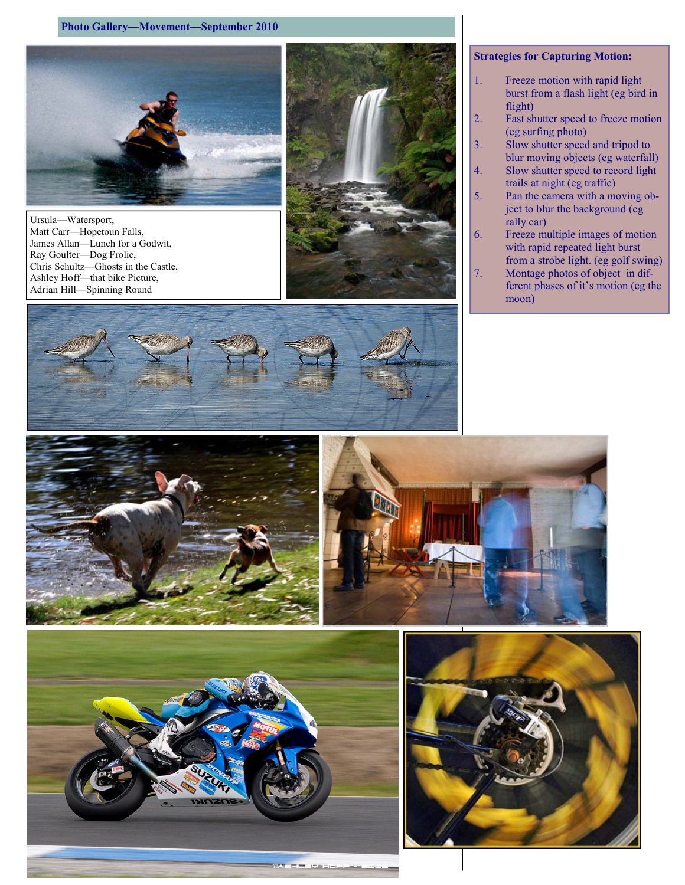## Photo Gallery—Movement—September 2010

Ursula—Watersport,
Matt Carr—Hopetoun Falls,
James Allan—Lunch for a Godwit,
Ray Goulter—Dog Frolic,
Chris Schultz—Ghosts in the Castle,
Ashley Hoff—that bike Picture,
Adrian Hill—Spinning Round

**Strategies for Capturing Motion:**

1. Freeze motion with rapid light burst from a flash light (eg bird in flight)
2. Fast shutter speed to freeze motion (eg surfing photo)
3. Slow shutter speed and tripod to blur moving objects (eg waterfall)
4. Slow shutter speed to record light trails at night (eg traffic)
5. Pan the camera with a moving object to blur the background (eg rally car)
6. Freeze multiple images of motion with rapid repeated light burst from a strobe light. (eg golf swing)
7. Montage photos of object in different phases of it's motion (eg the moon)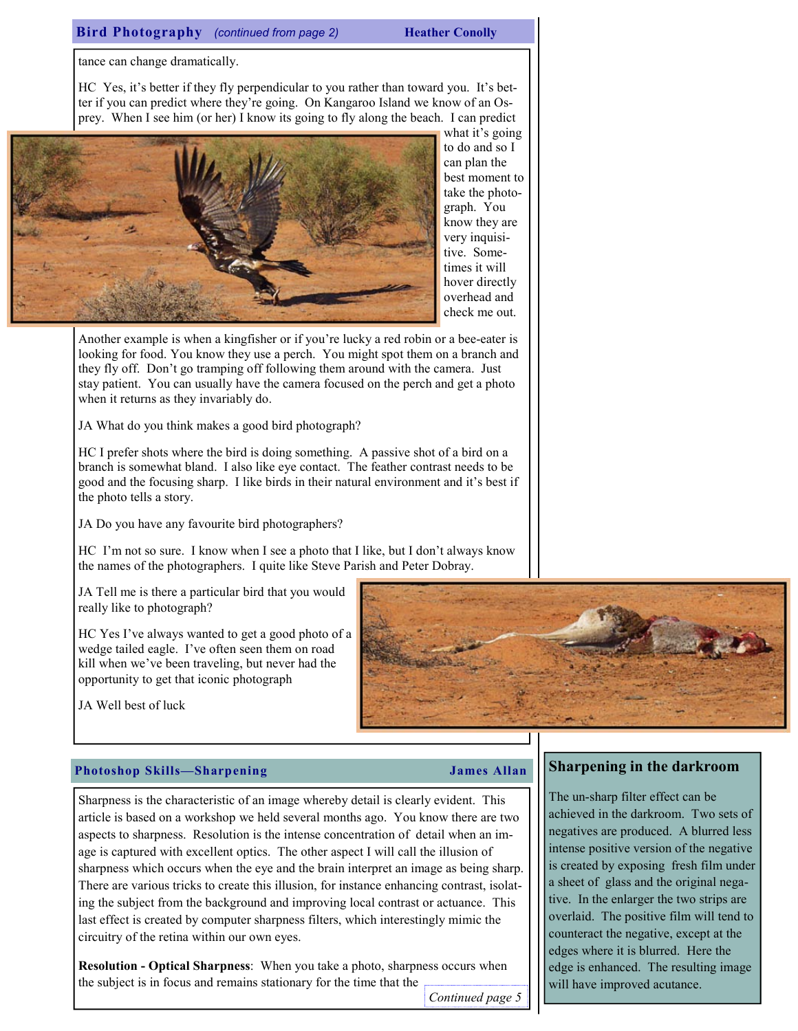## Bird Photography *(continued from page 2)* — Heather Conolly

tance can change dramatically.

HC Yes, it's better if they fly perpendicular to you rather than toward you. It's better if you can predict where they're going. On Kangaroo Island we know of an Osprey. When I see him (or her) I know its going to fly along the beach. I can predict what it's going to do and so I can plan the best moment to take the photograph. You know they are very inquisitive. Sometimes it will hover directly overhead and check me out.

Another example is when a kingfisher or if you're lucky a red robin or a bee-eater is looking for food. You know they use a perch. You might spot them on a branch and they fly off. Don't go tramping off following them around with the camera. Just stay patient. You can usually have the camera focused on the perch and get a photo when it returns as they invariably do.

JA What do you think makes a good bird photograph?

HC I prefer shots where the bird is doing something. A passive shot of a bird on a branch is somewhat bland. I also like eye contact. The feather contrast needs to be good and the focusing sharp. I like birds in their natural environment and it's best if the photo tells a story.

JA Do you have any favourite bird photographers?

HC I'm not so sure. I know when I see a photo that I like, but I don't always know the names of the photographers. I quite like Steve Parish and Peter Dobray.

JA Tell me is there a particular bird that you would really like to photograph?

HC Yes I've always wanted to get a good photo of a wedge tailed eagle. I've often seen them on road kill when we've been traveling, but never had the opportunity to get that iconic photograph

JA Well best of luck

## Photoshop Skills—Sharpening — James Allan

Sharpness is the characteristic of an image whereby detail is clearly evident. This article is based on a workshop we held several months ago. You know there are two aspects to sharpness. Resolution is the intense concentration of detail when an image is captured with excellent optics. The other aspect I will call the illusion of sharpness which occurs when the eye and the brain interpret an image as being sharp. There are various tricks to create this illusion, for instance enhancing contrast, isolating the subject from the background and improving local contrast or actuance. This last effect is created by computer sharpness filters, which interestingly mimic the circuitry of the retina within our own eyes.

**Resolution - Optical Sharpness**: When you take a photo, sharpness occurs when the subject is in focus and remains stationary for the time that the

*Continued page 5*

### Sharpening in the darkroom

The un-sharp filter effect can be achieved in the darkroom. Two sets of negatives are produced. A blurred less intense positive version of the negative is created by exposing fresh film under a sheet of glass and the original negative. In the enlarger the two strips are overlaid. The positive film will tend to counteract the negative, except at the edges where it is blurred. Here the edge is enhanced. The resulting image will have improved acutance.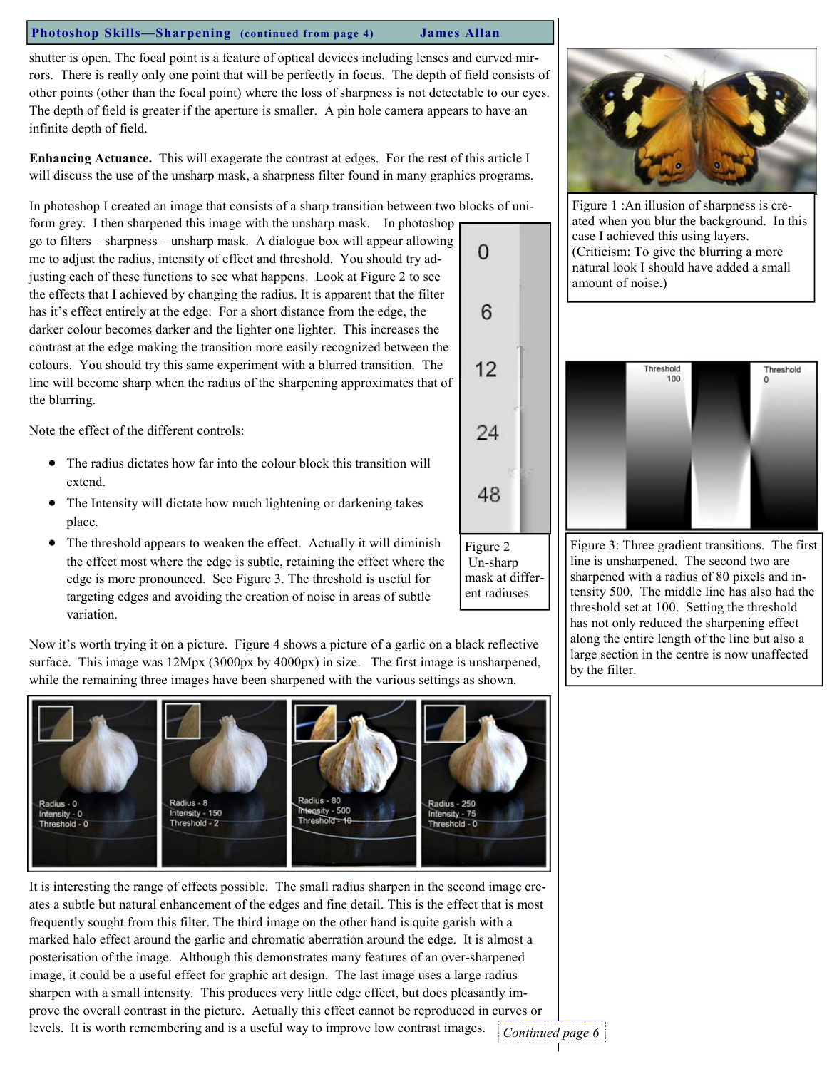## Photoshop Skills—Sharpening (continued from page 4) James Allan

shutter is open. The focal point is a feature of optical devices including lenses and curved mirrors. There is really only one point that will be perfectly in focus. The depth of field consists of other points (other than the focal point) where the loss of sharpness is not detectable to our eyes. The depth of field is greater if the aperture is smaller. A pin hole camera appears to have an infinite depth of field.

**Enhancing Actuance.** This will exagerate the contrast at edges. For the rest of this article I will discuss the use of the unsharp mask, a sharpness filter found in many graphics programs.

In photoshop I created an image that consists of a sharp transition between two blocks of uniform grey. I then sharpened this image with the unsharp mask. In photoshop go to filters – sharpness – unsharp mask. A dialogue box will appear allowing me to adjust the radius, intensity of effect and threshold. You should try adjusting each of these functions to see what happens. Look at Figure 2 to see the effects that I achieved by changing the radius. It is apparent that the filter has it's effect entirely at the edge. For a short distance from the edge, the darker colour becomes darker and the lighter one lighter. This increases the contrast at the edge making the transition more easily recognized between the colours. You should try this same experiment with a blurred transition. The line will become sharp when the radius of the sharpening approximates that of the blurring.

Note the effect of the different controls:

- The radius dictates how far into the colour block this transition will extend.
- The Intensity will dictate how much lightening or darkening takes place.
- The threshold appears to weaken the effect. Actually it will diminish the effect most where the edge is subtle, retaining the effect where the edge is more pronounced. See Figure 3. The threshold is useful for targeting edges and avoiding the creation of noise in areas of subtle variation.

Figure 2 Un-sharp mask at different radiuses

Now it's worth trying it on a picture. Figure 4 shows a picture of a garlic on a black reflective surface. This image was 12Mpx (3000px by 4000px) in size. The first image is unsharpened, while the remaining three images have been sharpened with the various settings as shown.

It is interesting the range of effects possible. The small radius sharpen in the second image creates a subtle but natural enhancement of the edges and fine detail. This is the effect that is most frequently sought from this filter. The third image on the other hand is quite garish with a marked halo effect around the garlic and chromatic aberration around the edge. It is almost a posterisation of the image. Although this demonstrates many features of an over-sharpened image, it could be a useful effect for graphic art design. The last image uses a large radius sharpen with a small intensity. This produces very little edge effect, but does pleasantly improve the overall contrast in the picture. Actually this effect cannot be reproduced in curves or levels. It is worth remembering and is a useful way to improve low contrast images.

Figure 1 :An illusion of sharpness is created when you blur the background. In this case I achieved this using layers. (Criticism: To give the blurring a more natural look I should have added a small amount of noise.)

Figure 3: Three gradient transitions. The first line is unsharpened. The second two are sharpened with a radius of 80 pixels and intensity 500. The middle line has also had the threshold set at 100. Setting the threshold has not only reduced the sharpening effect along the entire length of the line but also a large section in the centre is now unaffected by the filter.

*Continued page 6*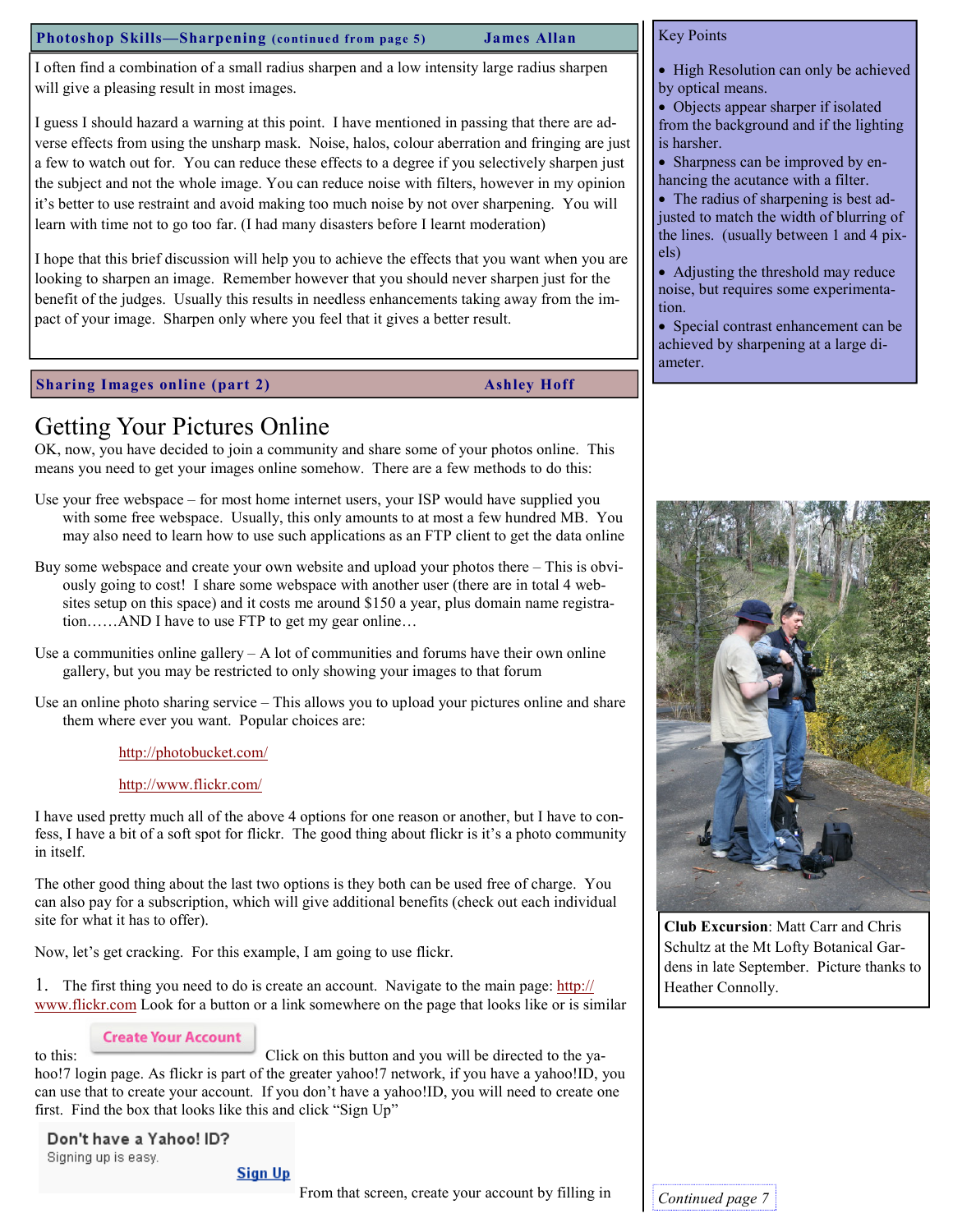**Photoshop Skills—Sharpening** (continued from page 5) — **James Allan**

I often find a combination of a small radius sharpen and a low intensity large radius sharpen will give a pleasing result in most images.

I guess I should hazard a warning at this point. I have mentioned in passing that there are adverse effects from using the unsharp mask. Noise, halos, colour aberration and fringing are just a few to watch out for. You can reduce these effects to a degree if you selectively sharpen just the subject and not the whole image. You can reduce noise with filters, however in my opinion it's better to use restraint and avoid making too much noise by not over sharpening. You will learn with time not to go too far. (I had many disasters before I learnt moderation)

I hope that this brief discussion will help you to achieve the effects that you want when you are looking to sharpen an image. Remember however that you should never sharpen just for the benefit of the judges. Usually this results in needless enhancements taking away from the impact of your image. Sharpen only where you feel that it gives a better result.

**Key Points**

- High Resolution can only be achieved by optical means.
- Objects appear sharper if isolated from the background and if the lighting is harsher.
- Sharpness can be improved by enhancing the acutance with a filter.
- The radius of sharpening is best adjusted to match the width of blurring of the lines. (usually between 1 and 4 pixels)
- Adjusting the threshold may reduce noise, but requires some experimentation.
- Special contrast enhancement can be achieved by sharpening at a large diameter.

**Sharing Images online (part 2)** — **Ashley Hoff**

# Getting Your Pictures Online

OK, now, you have decided to join a community and share some of your photos online. This means you need to get your images online somehow. There are a few methods to do this:

Use your free webspace – for most home internet users, your ISP would have supplied you with some free webspace. Usually, this only amounts to at most a few hundred MB. You may also need to learn how to use such applications as an FTP client to get the data online

Buy some webspace and create your own website and upload your photos there – This is obviously going to cost! I share some webspace with another user (there are in total 4 websites setup on this space) and it costs me around $150 a year, plus domain name registration……AND I have to use FTP to get my gear online…

Use a communities online gallery – A lot of communities and forums have their own online gallery, but you may be restricted to only showing your images to that forum

Use an online photo sharing service – This allows you to upload your pictures online and share them where ever you want. Popular choices are:

http://photobucket.com/

http://www.flickr.com/

I have used pretty much all of the above 4 options for one reason or another, but I have to confess, I have a bit of a soft spot for flickr. The good thing about flickr is it's a photo community in itself.

The other good thing about the last two options is they both can be used free of charge. You can also pay for a subscription, which will give additional benefits (check out each individual site for what it has to offer).

Now, let's get cracking. For this example, I am going to use flickr.

1. The first thing you need to do is create an account. Navigate to the main page: http://www.flickr.com Look for a button or a link somewhere on the page that looks like or is similar to this: Create Your Account Click on this button and you will be directed to the yahoo!7 login page. As flickr is part of the greater yahoo!7 network, if you have a yahoo!ID, you can use that to create your account. If you don't have a yahoo!ID, you will need to create one first. Find the box that looks like this and click "Sign Up"

Don't have a Yahoo! ID?
Signing up is easy.
Sign Up

From that screen, create your account by filling in

**Club Excursion**: Matt Carr and Chris Schultz at the Mt Lofty Botanical Gardens in late September. Picture thanks to Heather Connolly.

*Continued page 7*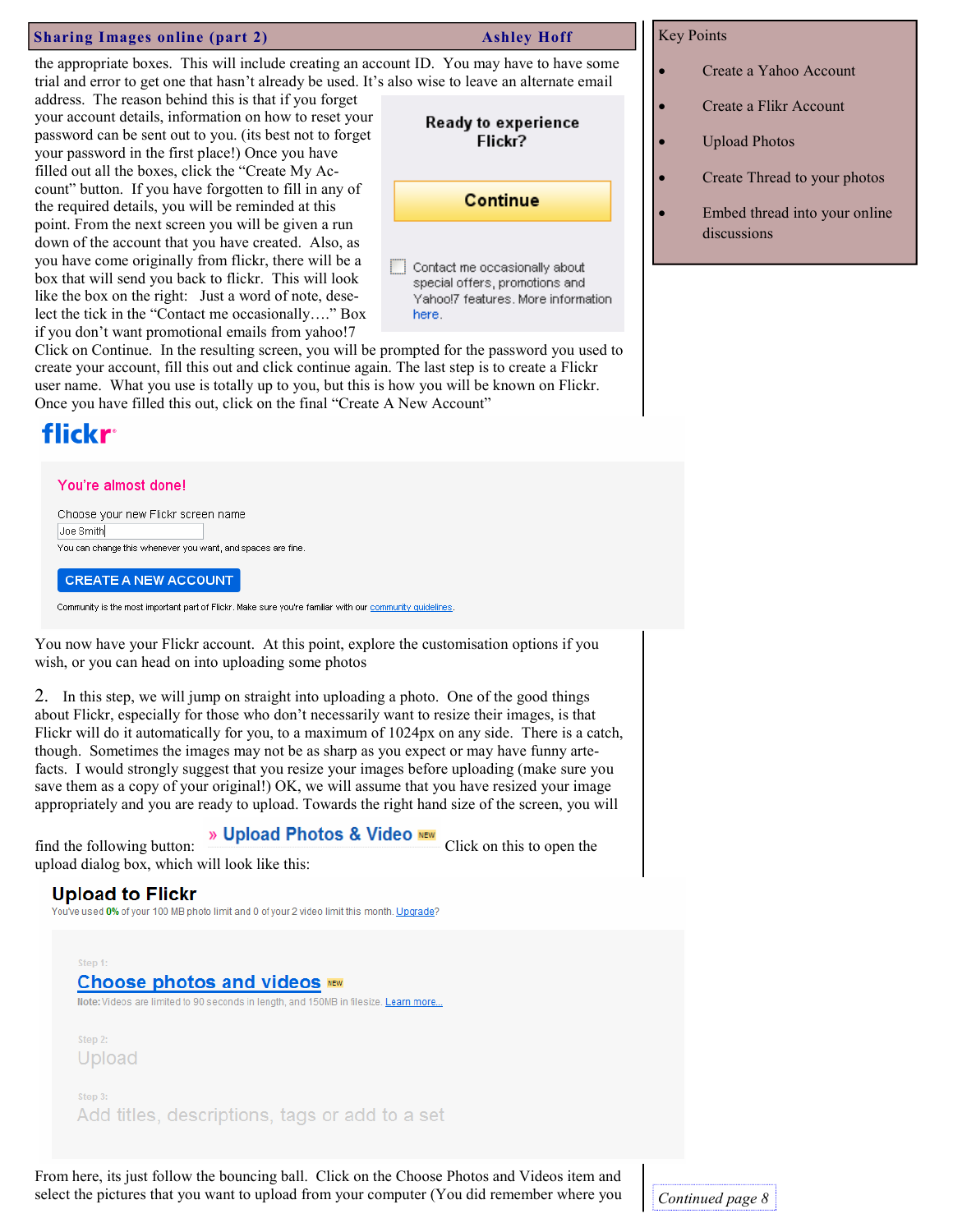Key Points

- Create a Yahoo Account
- Create a Flikr Account
- Upload Photos
- Create Thread to your photos
- Embed thread into your online discussions

the appropriate boxes. This will include creating an account ID. You may have to have some trial and error to get one that hasn't already be used. It's also wise to leave an alternate email address. The reason behind this is that if you forget your account details, information on how to reset your password can be sent out to you. (its best not to forget your password in the first place!) Once you have filled out all the boxes, click the "Create My Account" button. If you have forgotten to fill in any of the required details, you will be reminded at this point. From the next screen you will be given a run down of the account that you have created. Also, as you have come originally from flickr, there will be a box that will send you back to flickr. This will look like the box on the right: Just a word of note, deselect the tick in the "Contact me occasionally…." Box if you don't want promotional emails from yahoo!7

Ready to experience Flickr?

Continue

Contact me occasionally about special offers, promotions and Yahoo!7 features. More information here.

Click on Continue. In the resulting screen, you will be prompted for the password you used to create your account, fill this out and click continue again. The last step is to create a Flickr user name. What you use is totally up to you, but this is how you will be known on Flickr. Once you have filled this out, click on the final "Create A New Account"

flickr

You're almost done!

Choose your new Flickr screen name

Joe Smith

You can change this whenever you want, and spaces are fine.

CREATE A NEW ACCOUNT

Community is the most important part of Flickr. Make sure you're familiar with our community guidelines.

You now have your Flickr account. At this point, explore the customisation options if you wish, or you can head on into uploading some photos

2. In this step, we will jump on straight into uploading a photo. One of the good things about Flickr, especially for those who don't necessarily want to resize their images, is that Flickr will do it automatically for you, to a maximum of 1024px on any side. There is a catch, though. Sometimes the images may not be as sharp as you expect or may have funny artefacts. I would strongly suggest that you resize your images before uploading (make sure you save them as a copy of your original!) OK, we will assume that you have resized your image appropriately and you are ready to upload. Towards the right hand size of the screen, you will find the following button: » Upload Photos & Video NEW Click on this to open the upload dialog box, which will look like this:

Upload to Flickr

You've used 0% of your 100 MB photo limit and 0 of your 2 video limit this month. Upgrade?

Step 1:
Choose photos and videos NEW
Note: Videos are limited to 90 seconds in length, and 150MB in filesize. Learn more...

Step 2:
Upload

Step 3:
Add titles, descriptions, tags or add to a set

From here, its just follow the bouncing ball. Click on the Choose Photos and Videos item and select the pictures that you want to upload from your computer (You did remember where you

*Continued page 8*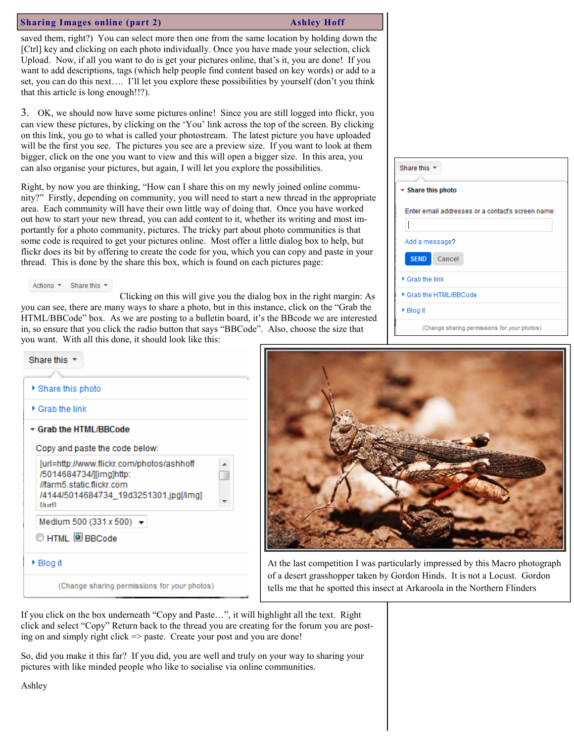saved them, right?) You can select more then one from the same location by holding down the [Ctrl] key and clicking on each photo individually. Once you have made your selection, click Upload. Now, if all you want to do is get your pictures online, that's it, you are done! If you want to add descriptions, tags (which help people find content based on key words) or add to a set, you can do this next…. I'll let you explore these possibilities by yourself (don't you think that this article is long enough!!?).

3. OK, we should now have some pictures online! Since you are still logged into flickr, you can view these pictures, by clicking on the 'You' link across the top of the screen. By clicking on this link, you go to what is called your photostream. The latest picture you have uploaded will be the first you see. The pictures you see are a preview size. If you want to look at them bigger, click on the one you want to view and this will open a bigger size. In this area, you can also organise your pictures, but again, I will let you explore the possibilities.

Right, by now you are thinking, "How can I share this on my newly joined online community?" Firstly, depending on community, you will need to start a new thread in the appropriate area. Each community will have their own little way of doing that. Once you have worked out how to start your new thread, you can add content to it, whether its writing and most importantly for a photo community, pictures. The tricky part about photo communities is that some code is required to get your pictures online. Most offer a little dialog box to help, but flickr does its bit by offering to create the code for you, which you can copy and paste in your thread. This is done by the share this box, which is found on each pictures page:

Actions ▾ Share this ▾

Clicking on this will give you the dialog box in the right margin: As you can see, there are many ways to share a photo, but in this instance, click on the "Grab the HTML/BBCode" box. As we are posting to a bulletin board, it's the BBcode we are interested in, so ensure that you click the radio button that says "BBCode". Also, choose the size that you want. With all this done, it should look like this:

Share this ▾

▾ Share this photo

Enter email addresses or a contact's screen name:

Add a message?

SEND Cancel

▸ Grab the link

▸ Grab the HTML/BBCode

▸ Blog it

(Change sharing permissions for *your* photos)

Share this ▾

▸ Share this photo

▸ Grab the link

▾ **Grab the HTML/BBCode**

Copy and paste the code below:

```
[url=http://www.flickr.com/photos/ashhoff/5014684734/][img]http://farm5.static.flickr.com/4144/5014684734_19d3251301.jpg[/img][/url]
```

Medium 500 (331 x 500)

HTML BBCode

▸ Blog it

(Change sharing permissions for *your* photos)

At the last competition I was particularly impressed by this Macro photograph of a desert grasshopper taken by Gordon Hinds. It is not a Locust. Gordon tells me that he spotted this insect at Arkaroola in the Northern Flinders

If you click on the box underneath "Copy and Paste…", it will highlight all the text. Right click and select "Copy" Return back to the thread you are creating for the forum you are posting on and simply right click => paste. Create your post and you are done!

So, did you make it this far? If you did, you are well and truly on your way to sharing your pictures with like minded people who like to socialise via online communities.

Ashley